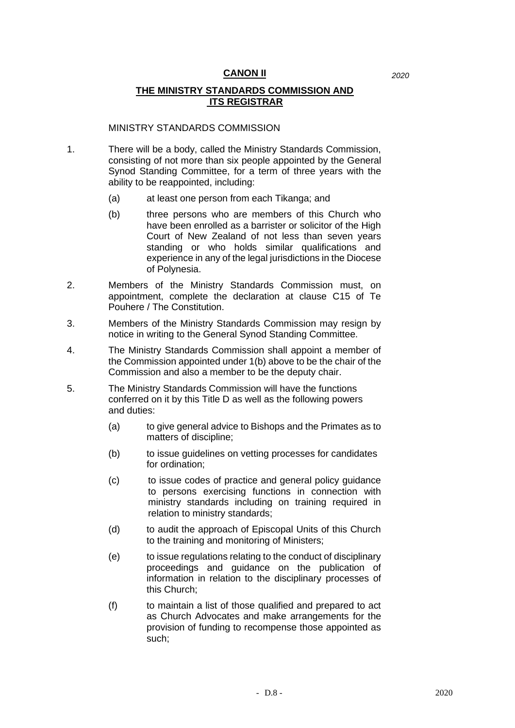# CANON II

*2020*

## THE MINISTRY STANDARDS COMMISSION AND ITS REGISTRAR

### MINISTRY STANDARDS COMMISSION

1. There will be a body, called the Ministry Standards Commission, consisting of not more than six people appointed by the General Synod Standing Committee, for a term of three years with the ability to be reappointed, including:

   (a) at least one person from each Tikanga; and

   (b) three persons who are members of this Church who have been enrolled as a barrister or solicitor of the High Court of New Zealand of not less than seven years standing or who holds similar qualifications and experience in any of the legal jurisdictions in the Diocese of Polynesia.

2. Members of the Ministry Standards Commission must, on appointment, complete the declaration at clause C15 of Te Pouhere / The Constitution.

3. Members of the Ministry Standards Commission may resign by notice in writing to the General Synod Standing Committee.

4. The Ministry Standards Commission shall appoint a member of the Commission appointed under 1(b) above to be the chair of the Commission and also a member to be the deputy chair.

5. The Ministry Standards Commission will have the functions conferred on it by this Title D as well as the following powers and duties:

   (a) to give general advice to Bishops and the Primates as to matters of discipline;

   (b) to issue guidelines on vetting processes for candidates for ordination;

   (c) to issue codes of practice and general policy guidance to persons exercising functions in connection with ministry standards including on training required in relation to ministry standards;

   (d) to audit the approach of Episcopal Units of this Church to the training and monitoring of Ministers;

   (e) to issue regulations relating to the conduct of disciplinary proceedings and guidance on the publication of information in relation to the disciplinary processes of this Church;

   (f) to maintain a list of those qualified and prepared to act as Church Advocates and make arrangements for the provision of funding to recompense those appointed as such;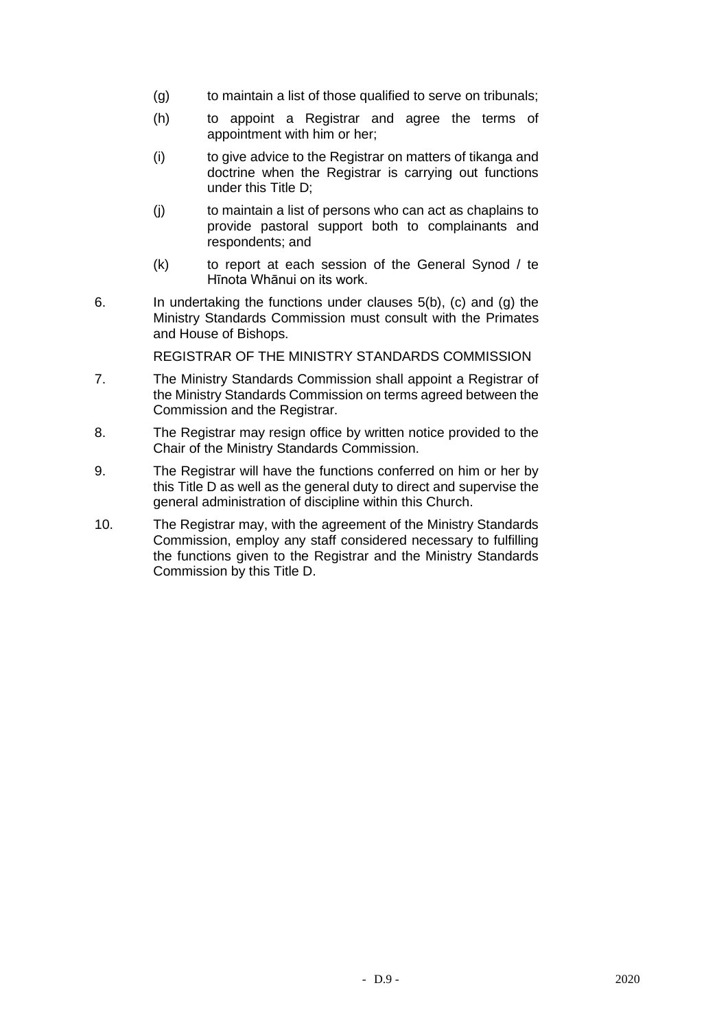(g) to maintain a list of those qualified to serve on tribunals;

(h) to appoint a Registrar and agree the terms of appointment with him or her;

(i) to give advice to the Registrar on matters of tikanga and doctrine when the Registrar is carrying out functions under this Title D;

(j) to maintain a list of persons who can act as chaplains to provide pastoral support both to complainants and respondents; and

(k) to report at each session of the General Synod / te Hīnota Whānui on its work.

6. In undertaking the functions under clauses 5(b), (c) and (g) the Ministry Standards Commission must consult with the Primates and House of Bishops.

REGISTRAR OF THE MINISTRY STANDARDS COMMISSION

7. The Ministry Standards Commission shall appoint a Registrar of the Ministry Standards Commission on terms agreed between the Commission and the Registrar.

8. The Registrar may resign office by written notice provided to the Chair of the Ministry Standards Commission.

9. The Registrar will have the functions conferred on him or her by this Title D as well as the general duty to direct and supervise the general administration of discipline within this Church.

10. The Registrar may, with the agreement of the Ministry Standards Commission, employ any staff considered necessary to fulfilling the functions given to the Registrar and the Ministry Standards Commission by this Title D.